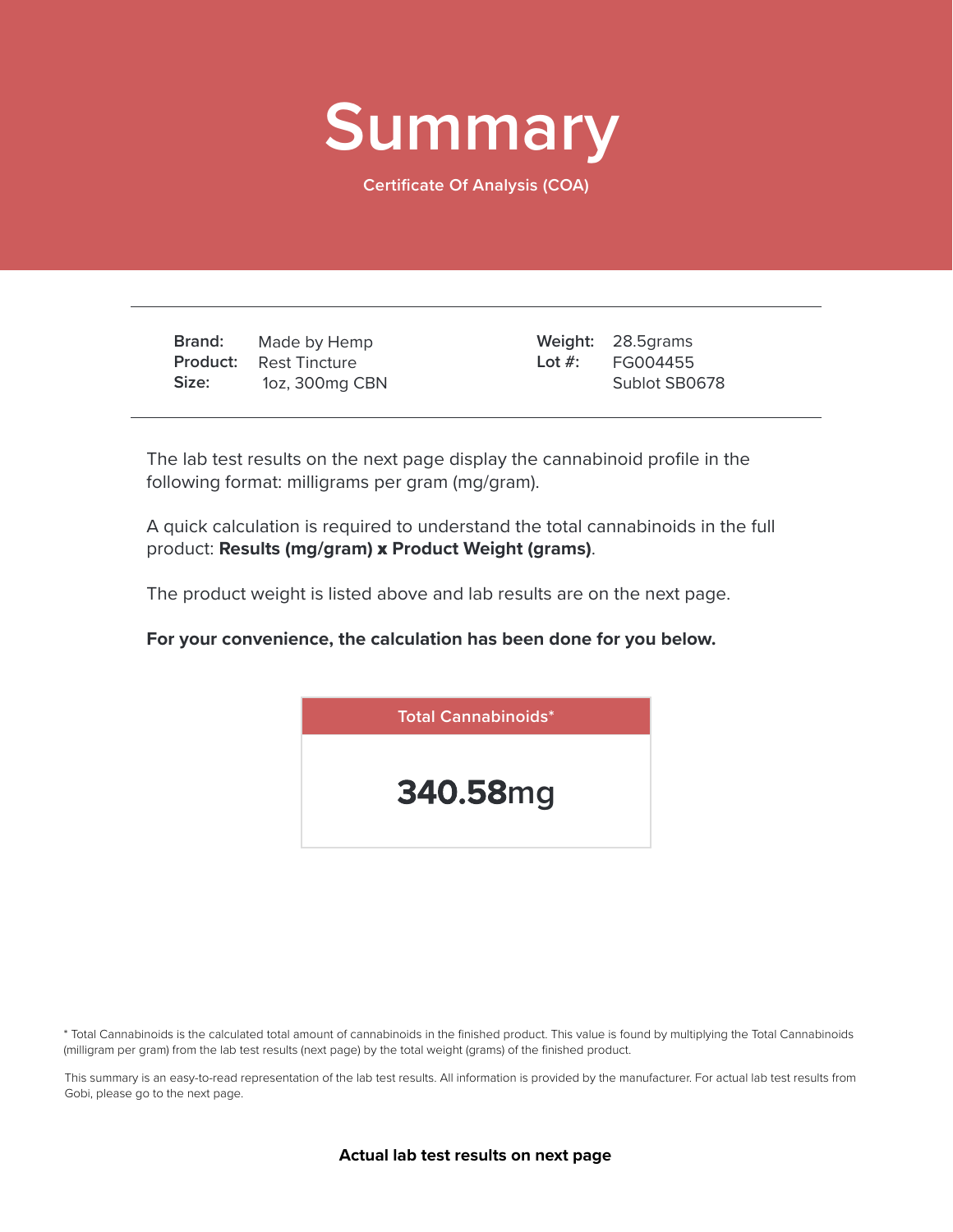# Summary

Certificate Of Analysis (COA)

| | | | |
|---|---|---|---|
| **Brand:** | Made by Hemp | **Weight:** | 28.5grams |
| **Product:** | Rest Tincture | **Lot #:** | FG004455 |
| **Size:** | 1oz, 300mg CBN | | Sublot SB0678 |

The lab test results on the next page display the cannabinoid profile in the following format: milligrams per gram (mg/gram).

A quick calculation is required to understand the total cannabinoids in the full product: **Results (mg/gram) x Product Weight (grams)**.

The product weight is listed above and lab results are on the next page.

**For your convenience, the calculation has been done for you below.**

| Total Cannabinoids* |
|---|
| **340.58**mg |

* Total Cannabinoids is the calculated total amount of cannabinoids in the finished product. This value is found by multiplying the Total Cannabinoids (milligram per gram) from the lab test results (next page) by the total weight (grams) of the finished product.

This summary is an easy-to-read representation of the lab test results. All information is provided by the manufacturer. For actual lab test results from Gobi, please go to the next page.

**Actual lab test results on next page**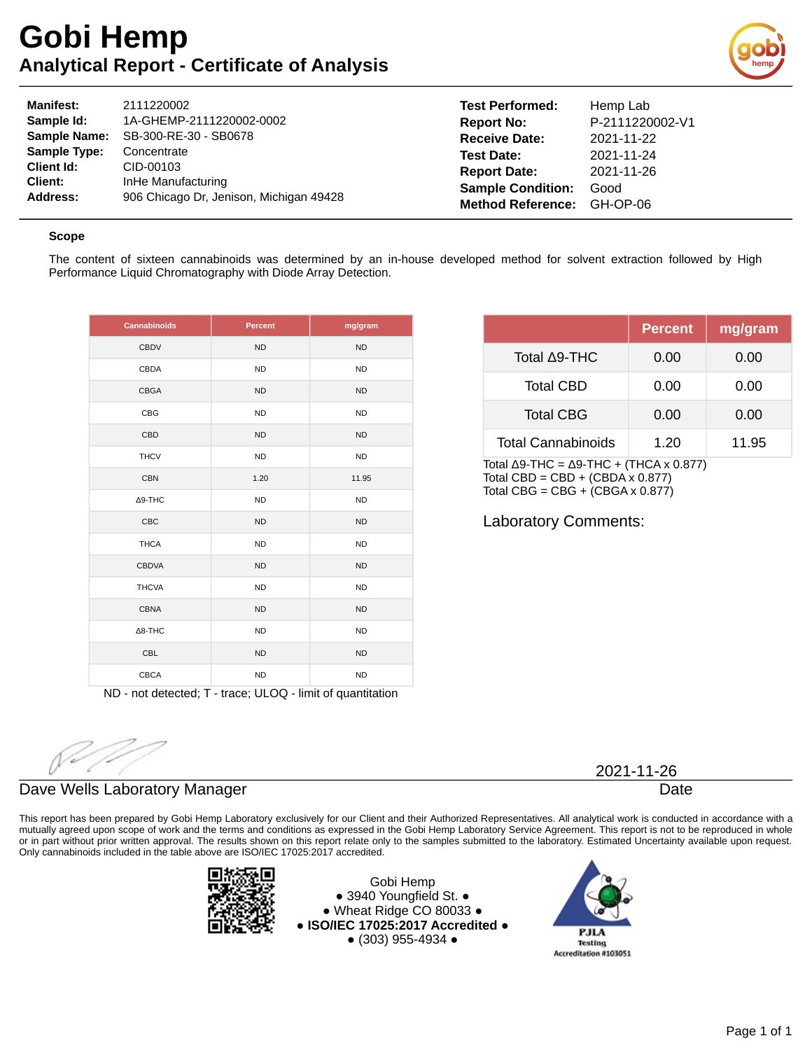# Gobi Hemp

## Analytical Report - Certificate of Analysis

| | |
|---|---|
| **Manifest:** | 2111220002 |
| **Sample Id:** | 1A-GHEMP-2111220002-0002 |
| **Sample Name:** | SB-300-RE-30 - SB0678 |
| **Sample Type:** | Concentrate |
| **Client Id:** | CID-00103 |
| **Client:** | InHe Manufacturing |
| **Address:** | 906 Chicago Dr, Jenison, Michigan 49428 |

| | |
|---|---|
| **Test Performed:** | Hemp Lab |
| **Report No:** | P-2111220002-V1 |
| **Receive Date:** | 2021-11-22 |
| **Test Date:** | 2021-11-24 |
| **Report Date:** | 2021-11-26 |
| **Sample Condition:** | Good |
| **Method Reference:** | GH-OP-06 |

### Scope

The content of sixteen cannabinoids was determined by an in-house developed method for solvent extraction followed by High Performance Liquid Chromatography with Diode Array Detection.

| Cannabinoids | Percent | mg/gram |
|---|---|---|
| CBDV | ND | ND |
| CBDA | ND | ND |
| CBGA | ND | ND |
| CBG | ND | ND |
| CBD | ND | ND |
| THCV | ND | ND |
| CBN | 1.20 | 11.95 |
| Δ9-THC | ND | ND |
| CBC | ND | ND |
| THCA | ND | ND |
| CBDVA | ND | ND |
| THCVA | ND | ND |
| CBNA | ND | ND |
| Δ8-THC | ND | ND |
| CBL | ND | ND |
| CBCA | ND | ND |

ND - not detected; T - trace; ULOQ - limit of quantitation

| | Percent | mg/gram |
|---|---|---|
| Total Δ9-THC | 0.00 | 0.00 |
| Total CBD | 0.00 | 0.00 |
| Total CBG | 0.00 | 0.00 |
| Total Cannabinoids | 1.20 | 11.95 |

Total Δ9-THC = Δ9-THC + (THCA x 0.877)
Total CBD = CBD + (CBDA x 0.877)
Total CBG = CBG + (CBGA x 0.877)

Laboratory Comments:

Dave Wells Laboratory Manager

2021-11-26
Date

This report has been prepared by Gobi Hemp Laboratory exclusively for our Client and their Authorized Representatives. All analytical work is conducted in accordance with a mutually agreed upon scope of work and the terms and conditions as expressed in the Gobi Hemp Laboratory Service Agreement. This report is not to be reproduced in whole or in part without prior written approval. The results shown on this report relate only to the samples submitted to the laboratory. Estimated Uncertainty available upon request. Only cannabinoids included in the table above are ISO/IEC 17025:2017 accredited.

Gobi Hemp
• 3940 Youngfield St. •
• Wheat Ridge CO 80033 •
• **ISO/IEC 17025:2017 Accredited** •
• (303) 955-4934 •

PJLA
Testing
Accreditation #103051